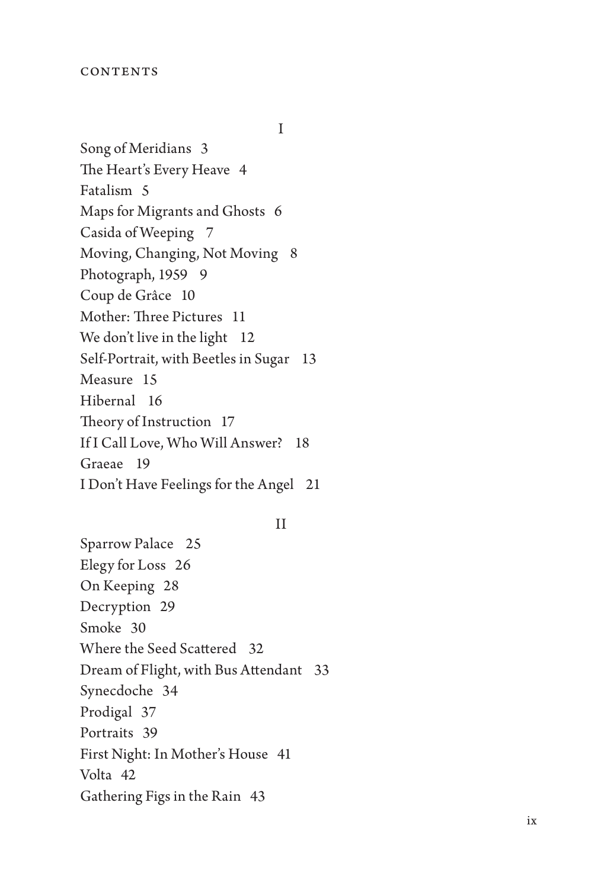# CONTENTS

## I

Song of Meridians 3
The Heart's Every Heave 4
Fatalism 5
Maps for Migrants and Ghosts 6
Casida of Weeping 7
Moving, Changing, Not Moving 8
Photograph, 1959 9
Coup de Grâce 10
Mother: Three Pictures 11
We don't live in the light 12
Self-Portrait, with Beetles in Sugar 13
Measure 15
Hibernal 16
Theory of Instruction 17
If I Call Love, Who Will Answer? 18
Graeae 19
I Don't Have Feelings for the Angel 21

## II

Sparrow Palace 25
Elegy for Loss 26
On Keeping 28
Decryption 29
Smoke 30
Where the Seed Scattered 32
Dream of Flight, with Bus Attendant 33
Synecdoche 34
Prodigal 37
Portraits 39
First Night: In Mother's House 41
Volta 42
Gathering Figs in the Rain 43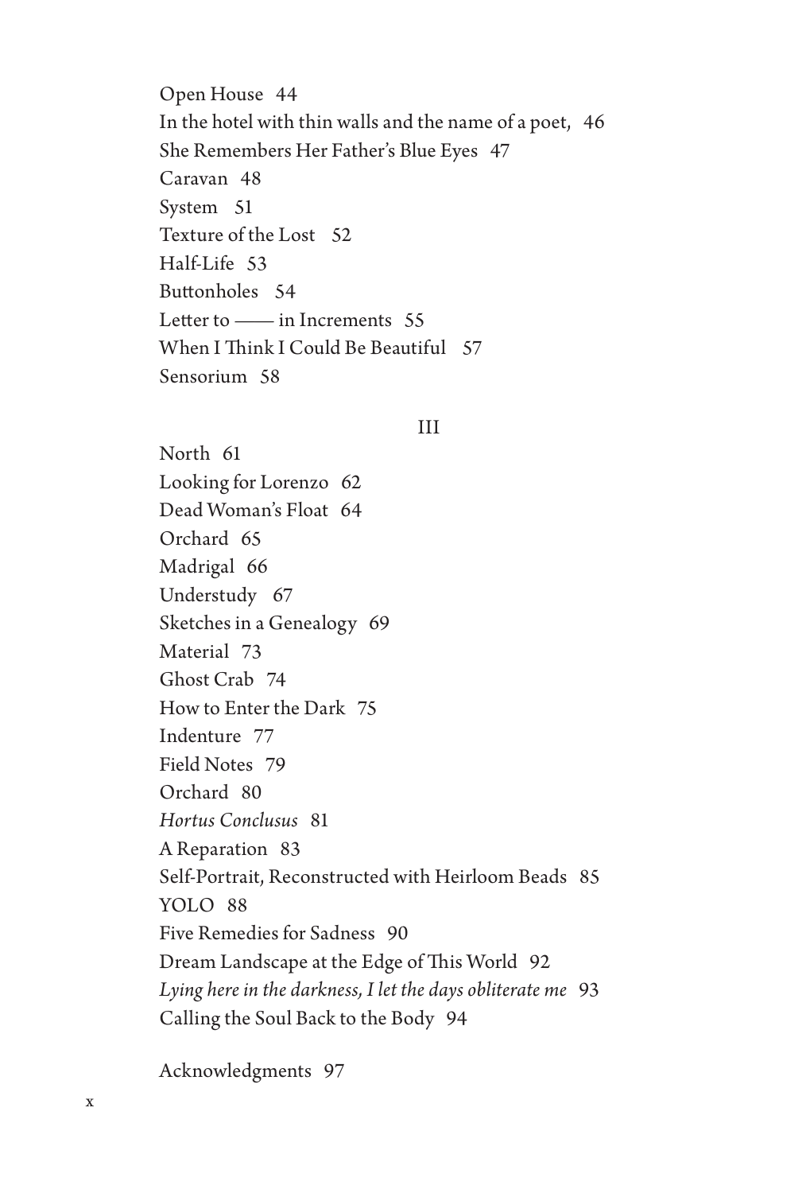Open House 44
In the hotel with thin walls and the name of a poet, 46
She Remembers Her Father's Blue Eyes 47
Caravan 48
System 51
Texture of the Lost 52
Half-Life 53
Buttonholes 54
Letter to —— in Increments 55
When I Think I Could Be Beautiful 57
Sensorium 58

## III

North 61
Looking for Lorenzo 62
Dead Woman's Float 64
Orchard 65
Madrigal 66
Understudy 67
Sketches in a Genealogy 69
Material 73
Ghost Crab 74
How to Enter the Dark 75
Indenture 77
Field Notes 79
Orchard 80
*Hortus Conclusus* 81
A Reparation 83
Self-Portrait, Reconstructed with Heirloom Beads 85
YOLO 88
Five Remedies for Sadness 90
Dream Landscape at the Edge of This World 92
*Lying here in the darkness, I let the days obliterate me* 93
Calling the Soul Back to the Body 94

Acknowledgments 97